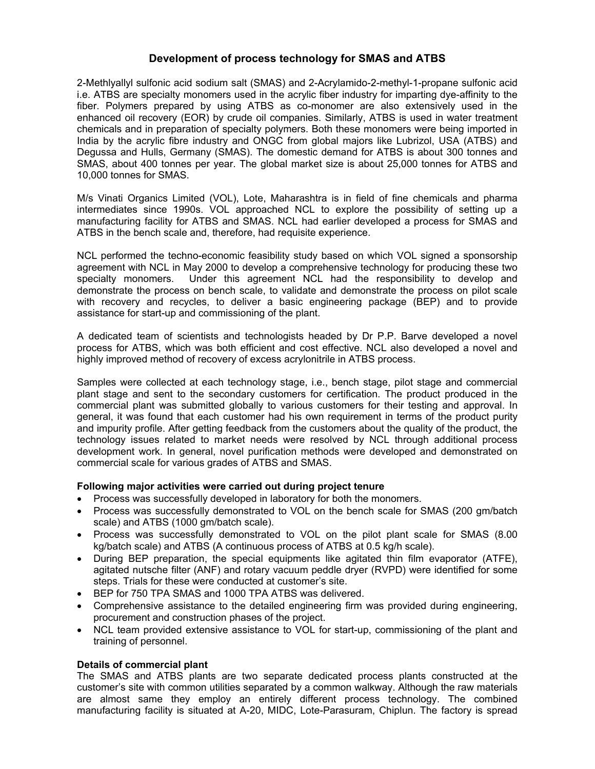# Development of process technology for SMAS and ATBS

2-Methlyallyl sulfonic acid sodium salt (SMAS) and 2-Acrylamido-2-methyl-1-propane sulfonic acid i.e. ATBS are specialty monomers used in the acrylic fiber industry for imparting dye-affinity to the fiber. Polymers prepared by using ATBS as co-monomer are also extensively used in the enhanced oil recovery (EOR) by crude oil companies. Similarly, ATBS is used in water treatment chemicals and in preparation of specialty polymers. Both these monomers were being imported in India by the acrylic fibre industry and ONGC from global majors like Lubrizol, USA (ATBS) and Degussa and Hulls, Germany (SMAS). The domestic demand for ATBS is about 300 tonnes and SMAS, about 400 tonnes per year. The global market size is about 25,000 tonnes for ATBS and 10,000 tonnes for SMAS.

M/s Vinati Organics Limited (VOL), Lote, Maharashtra is in field of fine chemicals and pharma intermediates since 1990s. VOL approached NCL to explore the possibility of setting up a manufacturing facility for ATBS and SMAS. NCL had earlier developed a process for SMAS and ATBS in the bench scale and, therefore, had requisite experience.

NCL performed the techno-economic feasibility study based on which VOL signed a sponsorship agreement with NCL in May 2000 to develop a comprehensive technology for producing these two specialty monomers. Under this agreement NCL had the responsibility to develop and demonstrate the process on bench scale, to validate and demonstrate the process on pilot scale with recovery and recycles, to deliver a basic engineering package (BEP) and to provide assistance for start-up and commissioning of the plant.

A dedicated team of scientists and technologists headed by Dr P.P. Barve developed a novel process for ATBS, which was both efficient and cost effective. NCL also developed a novel and highly improved method of recovery of excess acrylonitrile in ATBS process.

Samples were collected at each technology stage, i.e., bench stage, pilot stage and commercial plant stage and sent to the secondary customers for certification. The product produced in the commercial plant was submitted globally to various customers for their testing and approval. In general, it was found that each customer had his own requirement in terms of the product purity and impurity profile. After getting feedback from the customers about the quality of the product, the technology issues related to market needs were resolved by NCL through additional process development work. In general, novel purification methods were developed and demonstrated on commercial scale for various grades of ATBS and SMAS.

**Following major activities were carried out during project tenure**

- Process was successfully developed in laboratory for both the monomers.
- Process was successfully demonstrated to VOL on the bench scale for SMAS (200 gm/batch scale) and ATBS (1000 gm/batch scale).
- Process was successfully demonstrated to VOL on the pilot plant scale for SMAS (8.00 kg/batch scale) and ATBS (A continuous process of ATBS at 0.5 kg/h scale).
- During BEP preparation, the special equipments like agitated thin film evaporator (ATFE), agitated nutsche filter (ANF) and rotary vacuum peddle dryer (RVPD) were identified for some steps. Trials for these were conducted at customer's site.
- BEP for 750 TPA SMAS and 1000 TPA ATBS was delivered.
- Comprehensive assistance to the detailed engineering firm was provided during engineering, procurement and construction phases of the project.
- NCL team provided extensive assistance to VOL for start-up, commissioning of the plant and training of personnel.

**Details of commercial plant**

The SMAS and ATBS plants are two separate dedicated process plants constructed at the customer's site with common utilities separated by a common walkway. Although the raw materials are almost same they employ an entirely different process technology. The combined manufacturing facility is situated at A-20, MIDC, Lote-Parasuram, Chiplun. The factory is spread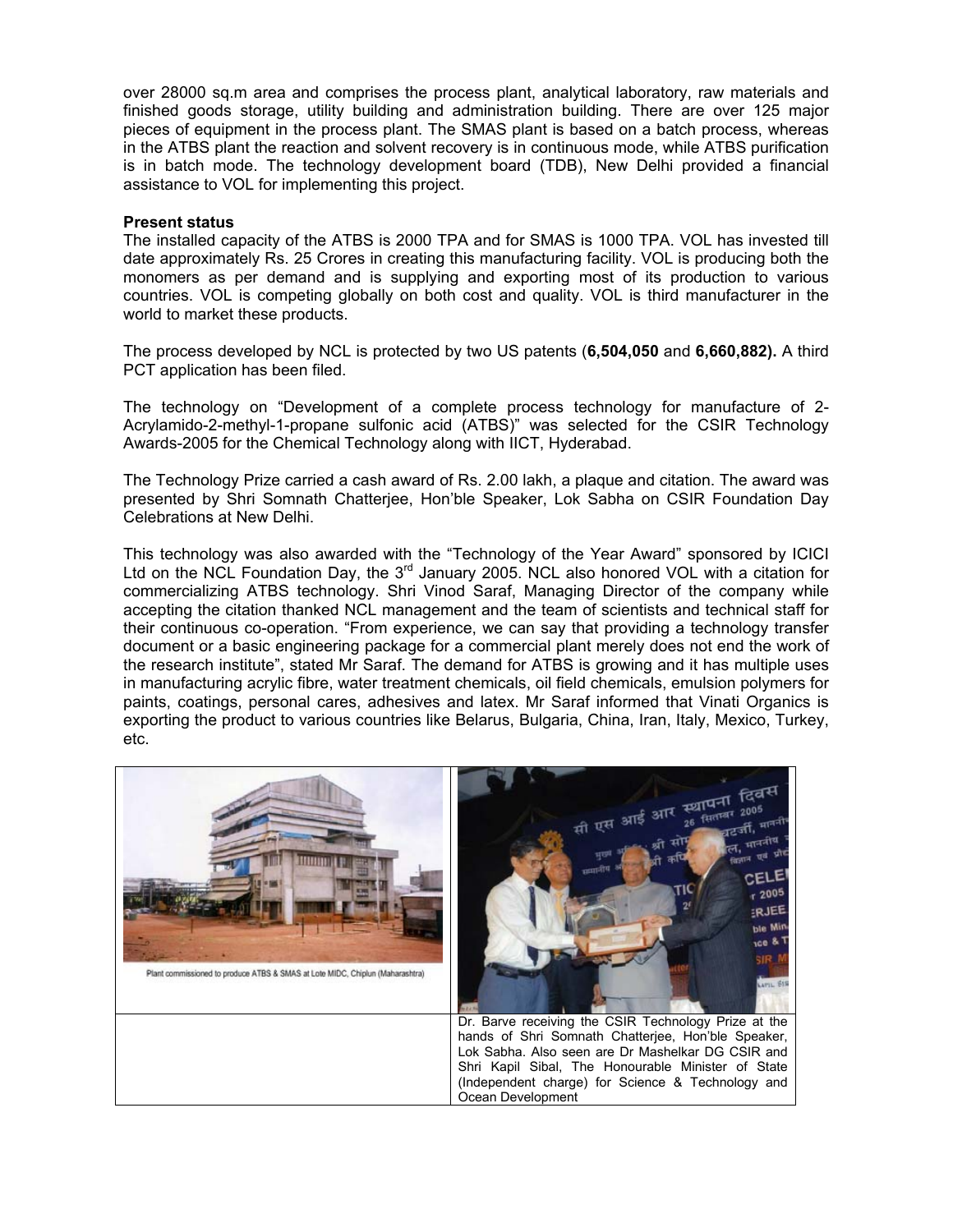over 28000 sq.m area and comprises the process plant, analytical laboratory, raw materials and finished goods storage, utility building and administration building. There are over 125 major pieces of equipment in the process plant. The SMAS plant is based on a batch process, whereas in the ATBS plant the reaction and solvent recovery is in continuous mode, while ATBS purification is in batch mode. The technology development board (TDB), New Delhi provided a financial assistance to VOL for implementing this project.

**Present status**

The installed capacity of the ATBS is 2000 TPA and for SMAS is 1000 TPA. VOL has invested till date approximately Rs. 25 Crores in creating this manufacturing facility. VOL is producing both the monomers as per demand and is supplying and exporting most of its production to various countries. VOL is competing globally on both cost and quality. VOL is third manufacturer in the world to market these products.

The process developed by NCL is protected by two US patents (**6,504,050** and **6,660,882).** A third PCT application has been filed.

The technology on "Development of a complete process technology for manufacture of 2-Acrylamido-2-methyl-1-propane sulfonic acid (ATBS)" was selected for the CSIR Technology Awards-2005 for the Chemical Technology along with IICT, Hyderabad.

The Technology Prize carried a cash award of Rs. 2.00 lakh, a plaque and citation. The award was presented by Shri Somnath Chatterjee, Hon'ble Speaker, Lok Sabha on CSIR Foundation Day Celebrations at New Delhi.

This technology was also awarded with the "Technology of the Year Award" sponsored by ICICI Ltd on the NCL Foundation Day, the 3rd January 2005. NCL also honored VOL with a citation for commercializing ATBS technology. Shri Vinod Saraf, Managing Director of the company while accepting the citation thanked NCL management and the team of scientists and technical staff for their continuous co-operation. "From experience, we can say that providing a technology transfer document or a basic engineering package for a commercial plant merely does not end the work of the research institute", stated Mr Saraf. The demand for ATBS is growing and it has multiple uses in manufacturing acrylic fibre, water treatment chemicals, oil field chemicals, emulsion polymers for paints, coatings, personal cares, adhesives and latex. Mr Saraf informed that Vinati Organics is exporting the product to various countries like Belarus, Bulgaria, China, Iran, Italy, Mexico, Turkey, etc.

Plant commissioned to produce ATBS & SMAS at Lote MIDC, Chiplun (Maharashtra)

Dr. Barve receiving the CSIR Technology Prize at the hands of Shri Somnath Chatterjee, Hon'ble Speaker, Lok Sabha. Also seen are Dr Mashelkar DG CSIR and Shri Kapil Sibal, The Honourable Minister of State (Independent charge) for Science & Technology and Ocean Development